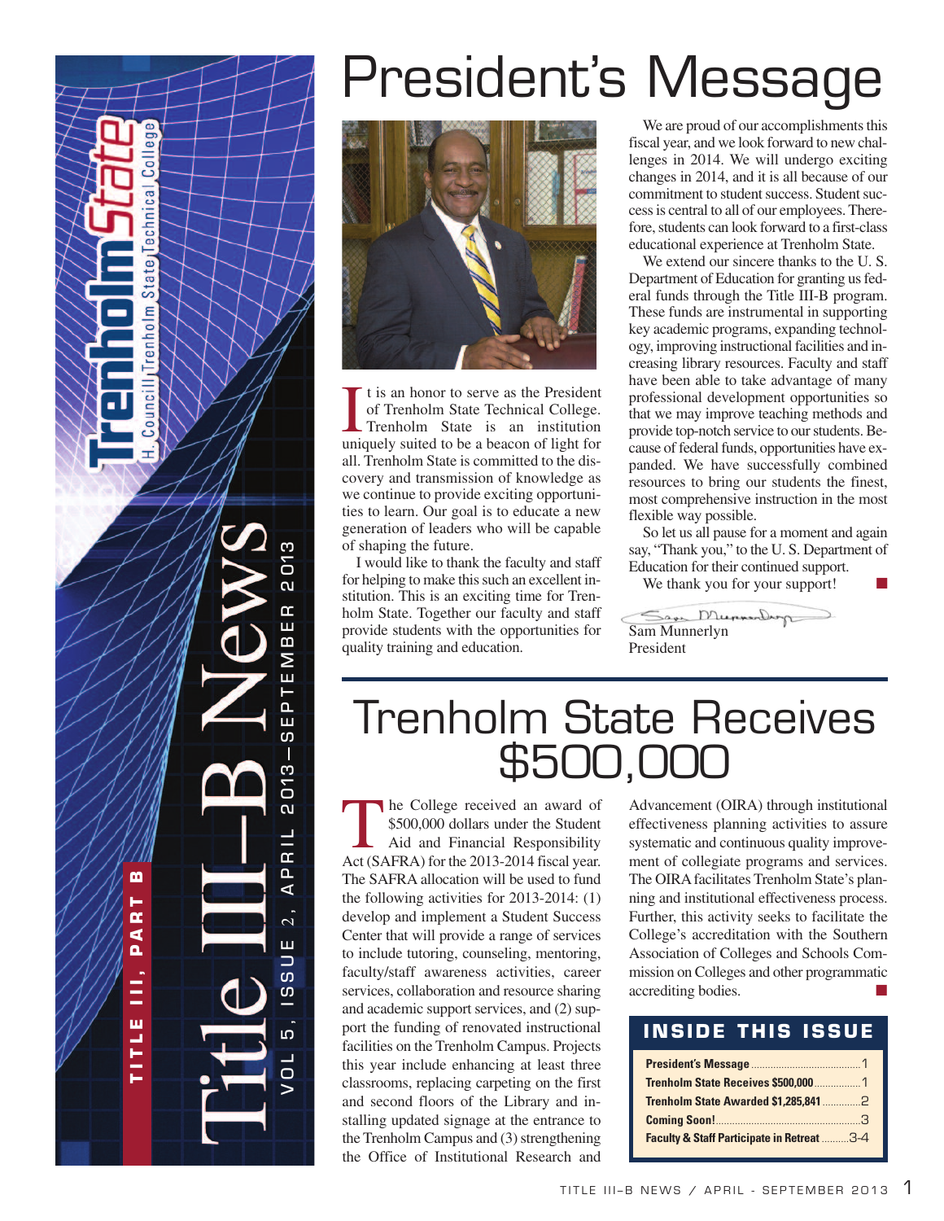# Trenholm State

H. Councill Trenholm State Technical College

# Title III–B News

TITLE III, PART B

VOL 5, ISSUE 2, APRIL 2013—SEPTEMBER 2013

# President's Message

It is an honor to serve as the President of Trenholm State Technical College. Trenholm State is an institution uniquely suited to be a beacon of light for all. Trenholm State is committed to the discovery and transmission of knowledge as we continue to provide exciting opportunities to learn. Our goal is to educate a new generation of leaders who will be capable of shaping the future.

I would like to thank the faculty and staff for helping to make this such an excellent institution. This is an exciting time for Trenholm State. Together our faculty and staff provide students with the opportunities for quality training and education.

We are proud of our accomplishments this fiscal year, and we look forward to new challenges in 2014. We will undergo exciting changes in 2014, and it is all because of our commitment to student success. Student success is central to all of our employees. Therefore, students can look forward to a first-class educational experience at Trenholm State.

We extend our sincere thanks to the U. S. Department of Education for granting us federal funds through the Title III-B program. These funds are instrumental in supporting key academic programs, expanding technology, improving instructional facilities and increasing library resources. Faculty and staff have been able to take advantage of many professional development opportunities so that we may improve teaching methods and provide top-notch service to our students. Because of federal funds, opportunities have expanded. We have successfully combined resources to bring our students the finest, most comprehensive instruction in the most flexible way possible.

So let us all pause for a moment and again say, "Thank you," to the U. S. Department of Education for their continued support.

We thank you for your support!

Sam Munnerlyn
President

# Trenholm State Receives $500,000

The College received an award of $500,000 dollars under the Student Aid and Financial Responsibility Act (SAFRA) for the 2013-2014 fiscal year. The SAFRA allocation will be used to fund the following activities for 2013-2014: (1) develop and implement a Student Success Center that will provide a range of services to include tutoring, counseling, mentoring, faculty/staff awareness activities, career services, collaboration and resource sharing and academic support services, and (2) support the funding of renovated instructional facilities on the Trenholm Campus. Projects this year include enhancing at least three classrooms, replacing carpeting on the first and second floors of the Library and installing updated signage at the entrance to the Trenholm Campus and (3) strengthening the Office of Institutional Research and Advancement (OIRA) through institutional effectiveness planning activities to assure systematic and continuous quality improvement of collegiate programs and services. The OIRA facilitates Trenholm State's planning and institutional effectiveness process. Further, this activity seeks to facilitate the College's accreditation with the Southern Association of Colleges and Schools Commission on Colleges and other programmatic accrediting bodies.

## INSIDE THIS ISSUE

| | |
|---|---|
| **President's Message** | 1 |
| **Trenholm State Receives $500,000** | 1 |
| **Trenholm State Awarded $1,285,841** | 2 |
| **Coming Soon!** | 3 |
| **Faculty & Staff Participate in Retreat** | 3-4 |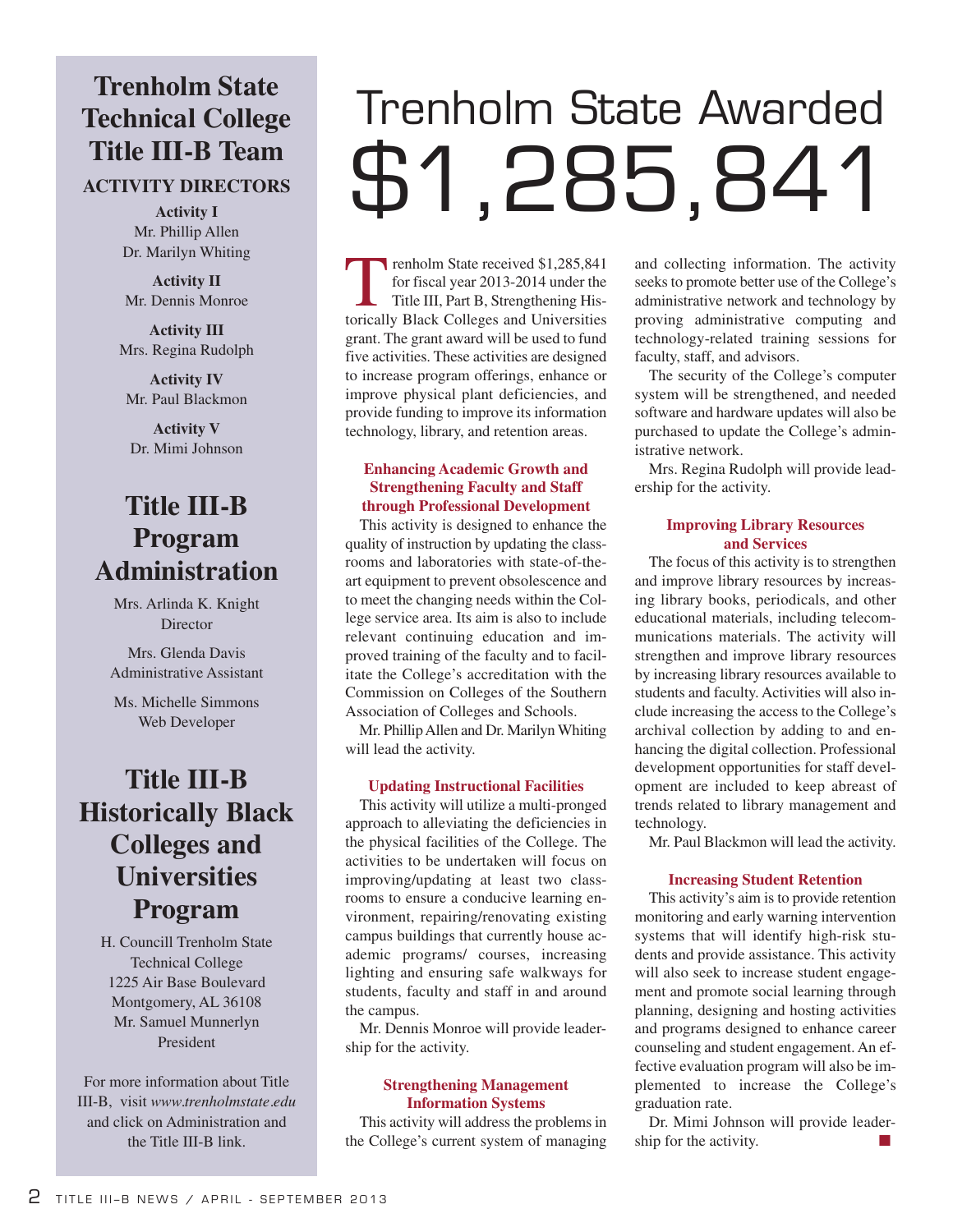# Trenholm State Awarded $1,285,841

Trenholm State received $1,285,841 for fiscal year 2013-2014 under the Title III, Part B, Strengthening Historically Black Colleges and Universities grant. The grant award will be used to fund five activities. These activities are designed to increase program offerings, enhance or improve physical plant deficiencies, and provide funding to improve its information technology, library, and retention areas.

### Enhancing Academic Growth and Strengthening Faculty and Staff through Professional Development

This activity is designed to enhance the quality of instruction by updating the classrooms and laboratories with state-of-the-art equipment to prevent obsolescence and to meet the changing needs within the College service area. Its aim is also to include relevant continuing education and improved training of the faculty and to facilitate the College's accreditation with the Commission on Colleges of the Southern Association of Colleges and Schools.

Mr. Phillip Allen and Dr. Marilyn Whiting will lead the activity.

### Updating Instructional Facilities

This activity will utilize a multi-pronged approach to alleviating the deficiencies in the physical facilities of the College. The activities to be undertaken will focus on improving/updating at least two classrooms to ensure a conducive learning environment, repairing/renovating existing campus buildings that currently house academic programs/ courses, increasing lighting and ensuring safe walkways for students, faculty and staff in and around the campus.

Mr. Dennis Monroe will provide leadership for the activity.

### Strengthening Management Information Systems

This activity will address the problems in the College's current system of managing and collecting information. The activity seeks to promote better use of the College's administrative network and technology by proving administrative computing and technology-related training sessions for faculty, staff, and advisors.

The security of the College's computer system will be strengthened, and needed software and hardware updates will also be purchased to update the College's administrative network.

Mrs. Regina Rudolph will provide leadership for the activity.

### Improving Library Resources and Services

The focus of this activity is to strengthen and improve library resources by increasing library books, periodicals, and other educational materials, including telecommunications materials. The activity will strengthen and improve library resources by increasing library resources available to students and faculty. Activities will also include increasing the access to the College's archival collection by adding to and enhancing the digital collection. Professional development opportunities for staff development are included to keep abreast of trends related to library management and technology.

Mr. Paul Blackmon will lead the activity.

### Increasing Student Retention

This activity's aim is to provide retention monitoring and early warning intervention systems that will identify high-risk students and provide assistance. This activity will also seek to increase student engagement and promote social learning through planning, designing and hosting activities and programs designed to enhance career counseling and student engagement. An effective evaluation program will also be implemented to increase the College's graduation rate.

Dr. Mimi Johnson will provide leadership for the activity.

---

## Trenholm State Technical College Title III-B Team

### ACTIVITY DIRECTORS

**Activity I**
Mr. Phillip Allen
Dr. Marilyn Whiting

**Activity II**
Mr. Dennis Monroe

**Activity III**
Mrs. Regina Rudolph

**Activity IV**
Mr. Paul Blackmon

**Activity V**
Dr. Mimi Johnson

## Title III-B Program Administration

Mrs. Arlinda K. Knight
Director

Mrs. Glenda Davis
Administrative Assistant

Ms. Michelle Simmons
Web Developer

## Title III-B Historically Black Colleges and Universities Program

H. Councill Trenholm State Technical College
1225 Air Base Boulevard
Montgomery, AL 36108
Mr. Samuel Munnerlyn
President

For more information about Title III-B, visit *www.trenholmstate.edu* and click on Administration and the Title III-B link.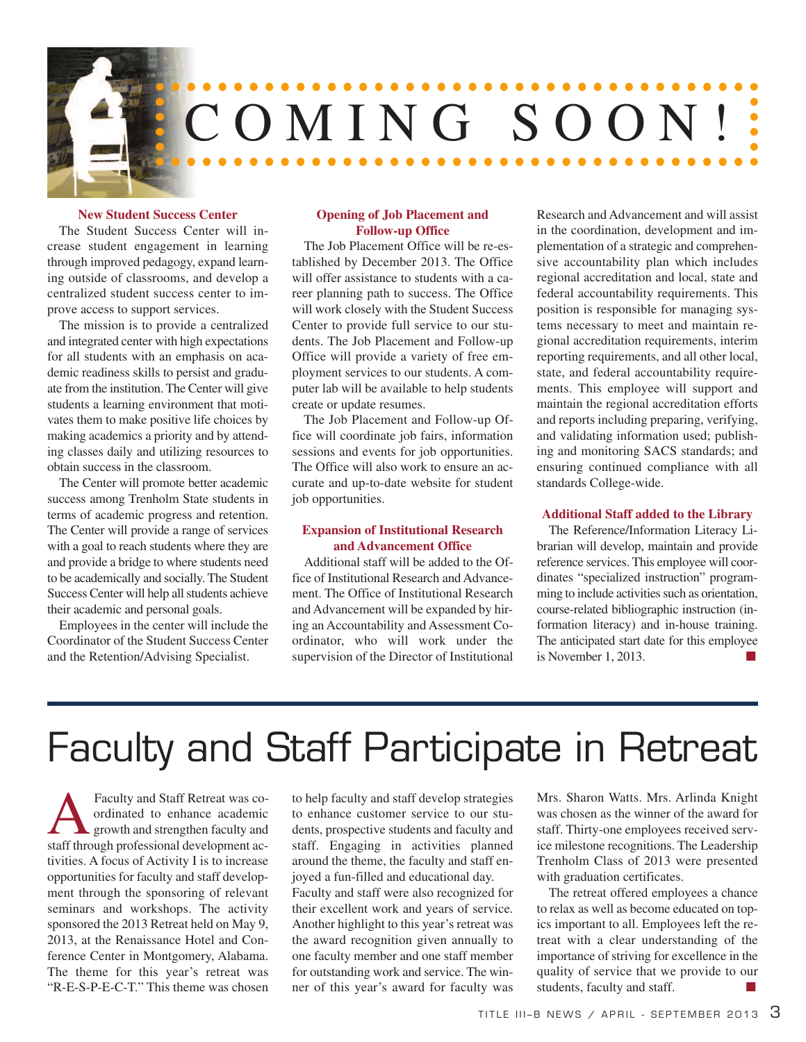# COMING SOON!

### New Student Success Center

The Student Success Center will increase student engagement in learning through improved pedagogy, expand learning outside of classrooms, and develop a centralized student success center to improve access to support services.

The mission is to provide a centralized and integrated center with high expectations for all students with an emphasis on academic readiness skills to persist and graduate from the institution. The Center will give students a learning environment that motivates them to make positive life choices by making academics a priority and by attending classes daily and utilizing resources to obtain success in the classroom.

The Center will promote better academic success among Trenholm State students in terms of academic progress and retention. The Center will provide a range of services with a goal to reach students where they are and provide a bridge to where students need to be academically and socially. The Student Success Center will help all students achieve their academic and personal goals.

Employees in the center will include the Coordinator of the Student Success Center and the Retention/Advising Specialist.

### Opening of Job Placement and Follow-up Office

The Job Placement Office will be re-established by December 2013. The Office will offer assistance to students with a career planning path to success. The Office will work closely with the Student Success Center to provide full service to our students. The Job Placement and Follow-up Office will provide a variety of free employment services to our students. A computer lab will be available to help students create or update resumes.

The Job Placement and Follow-up Office will coordinate job fairs, information sessions and events for job opportunities. The Office will also work to ensure an accurate and up-to-date website for student job opportunities.

### Expansion of Institutional Research and Advancement Office

Additional staff will be added to the Office of Institutional Research and Advancement. The Office of Institutional Research and Advancement will be expanded by hiring an Accountability and Assessment Coordinator, who will work under the supervision of the Director of Institutional Research and Advancement and will assist in the coordination, development and implementation of a strategic and comprehensive accountability plan which includes regional accreditation and local, state and federal accountability requirements. This position is responsible for managing systems necessary to meet and maintain regional accreditation requirements, interim reporting requirements, and all other local, state, and federal accountability requirements. This employee will support and maintain the regional accreditation efforts and reports including preparing, verifying, and validating information used; publishing and monitoring SACS standards; and ensuring continued compliance with all standards College-wide.

### Additional Staff added to the Library

The Reference/Information Literacy Librarian will develop, maintain and provide reference services. This employee will coordinates "specialized instruction" programming to include activities such as orientation, course-related bibliographic instruction (information literacy) and in-house training. The anticipated start date for this employee is November 1, 2013.

# Faculty and Staff Participate in Retreat

A Faculty and Staff Retreat was coordinated to enhance academic growth and strengthen faculty and staff through professional development activities. A focus of Activity I is to increase opportunities for faculty and staff development through the sponsoring of relevant seminars and workshops. The activity sponsored the 2013 Retreat held on May 9, 2013, at the Renaissance Hotel and Conference Center in Montgomery, Alabama. The theme for this year's retreat was "R-E-S-P-E-C-T." This theme was chosen to help faculty and staff develop strategies to enhance customer service to our students, prospective students and faculty and staff. Engaging in activities planned around the theme, the faculty and staff enjoyed a fun-filled and educational day.

Faculty and staff were also recognized for their excellent work and years of service. Another highlight to this year's retreat was the award recognition given annually to one faculty member and one staff member for outstanding work and service. The winner of this year's award for faculty was Mrs. Sharon Watts. Mrs. Arlinda Knight was chosen as the winner of the award for staff. Thirty-one employees received service milestone recognitions. The Leadership Trenholm Class of 2013 were presented with graduation certificates.

The retreat offered employees a chance to relax as well as become educated on topics important to all. Employees left the retreat with a clear understanding of the importance of striving for excellence in the quality of service that we provide to our students, faculty and staff.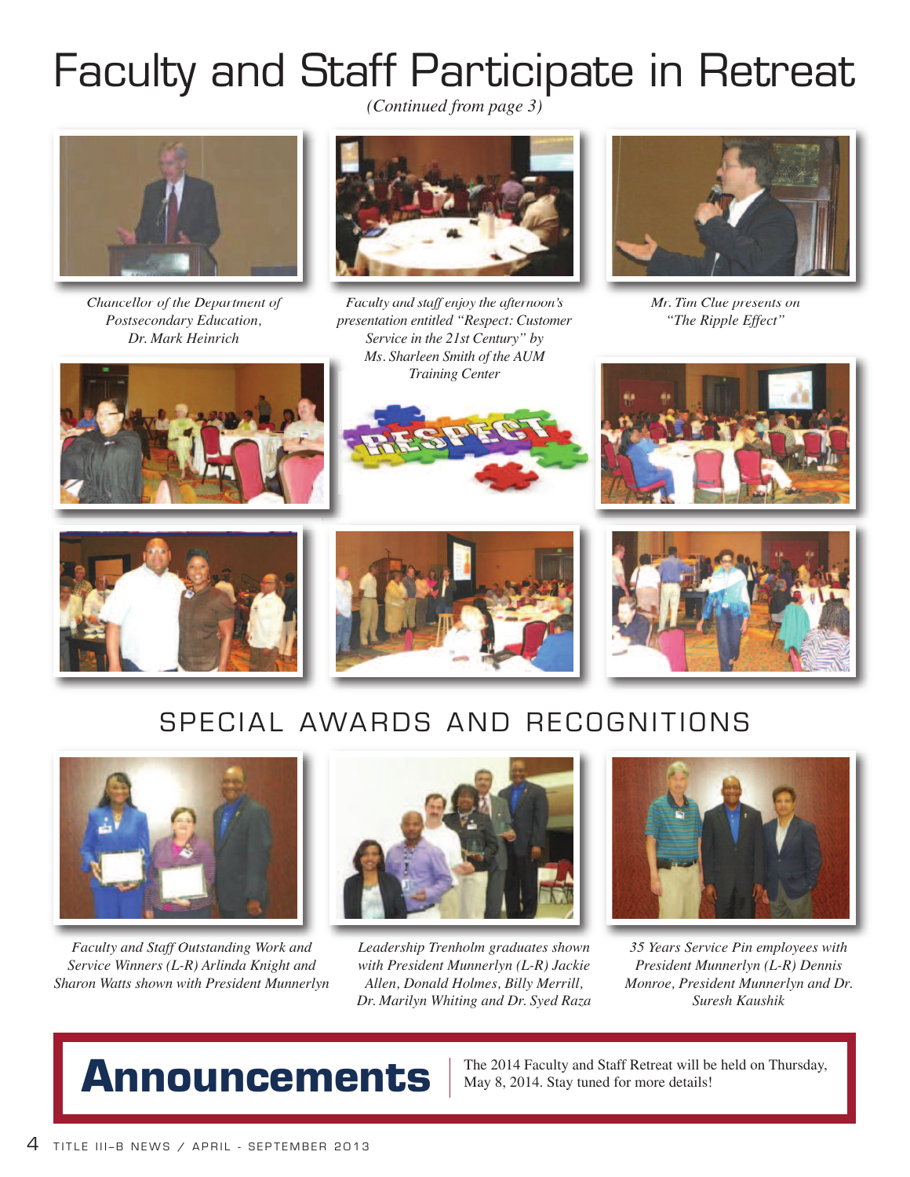# Faculty and Staff Participate in Retreat

*(Continued from page 3)*

*Chancellor of the Department of Postsecondary Education, Dr. Mark Heinrich*

*Faculty and staff enjoy the afternoon's presentation entitled "Respect: Customer Service in the 21st Century" by Ms. Sharleen Smith of the AUM Training Center*

*Mr. Tim Clue presents on "The Ripple Effect"*

## SPECIAL AWARDS AND RECOGNITIONS

*Faculty and Staff Outstanding Work and Service Winners (L-R) Arlinda Knight and Sharon Watts shown with President Munnerlyn*

*Leadership Trenholm graduates shown with President Munnerlyn (L-R) Jackie Allen, Donald Holmes, Billy Merrill, Dr. Marilyn Whiting and Dr. Syed Raza*

*35 Years Service Pin employees with President Munnerlyn (L-R) Dennis Monroe, President Munnerlyn and Dr. Suresh Kaushik*

## Announcements

The 2014 Faculty and Staff Retreat will be held on Thursday, May 8, 2014. Stay tuned for more details!